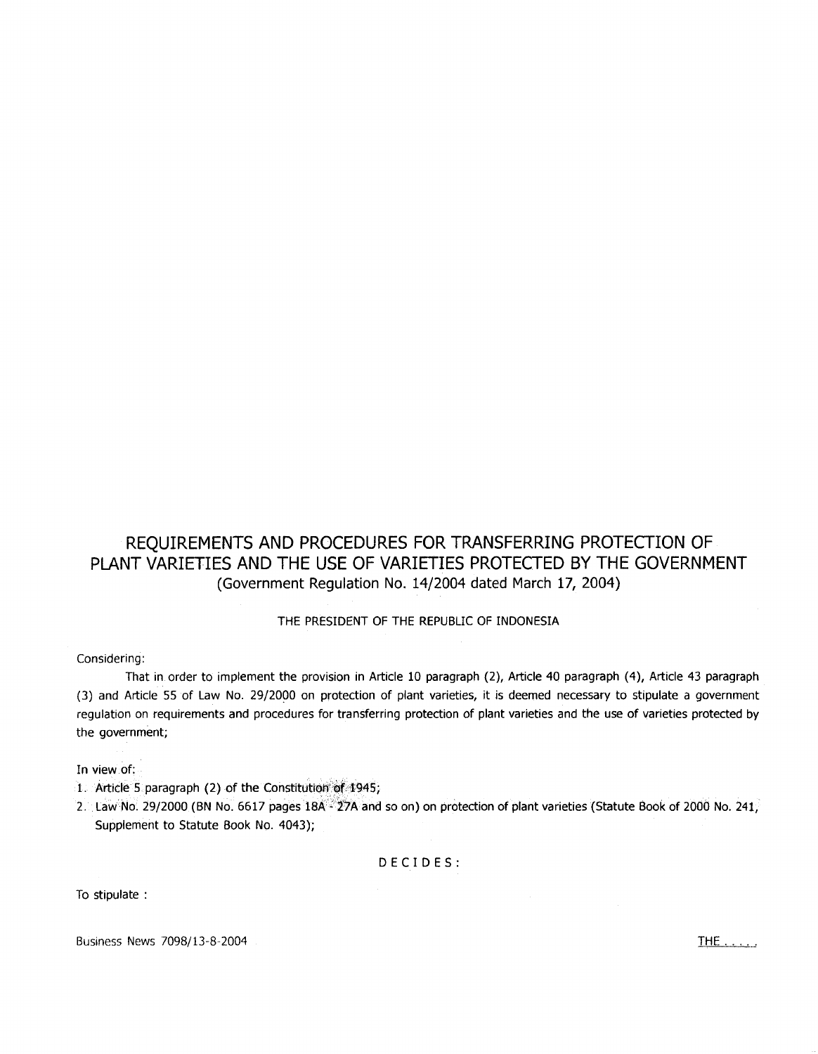# REQUIREMENTS AND PROCEDURES FOR TRANSFERRING PROTECTION OF PLANT VARIETIES AND THE USE OF VARIETIES PROTECTED BY THE GOVERNMENT

(Government Regulation No. 14/2004 dated March 17, 2004)

THE PRESIDENT OF THE REPUBLIC OF INDONESIA

Considering:

That in order to implement the provision in Article 10 paragraph (2), Article 40 paragraph (4), Article 43 paragraph (3) and Article 55 of Law No. 29/2000 on protection of plant varieties, it is deemed necessary to stipulate a government regulation on requirements and procedures for transferring protection of plant varieties and the use of varieties protected by the government;

In view of:

1. Article 5 paragraph (2) of the Constitution of 1945;
2. Law No. 29/2000 (BN No. 6617 pages 18A - 27A and so on) on protection of plant varieties (Statute Book of 2000 No. 241, Supplement to Statute Book No. 4043);

D E C I D E S :

To stipulate :

Business News 7098/13-8-2004

THE . . . . .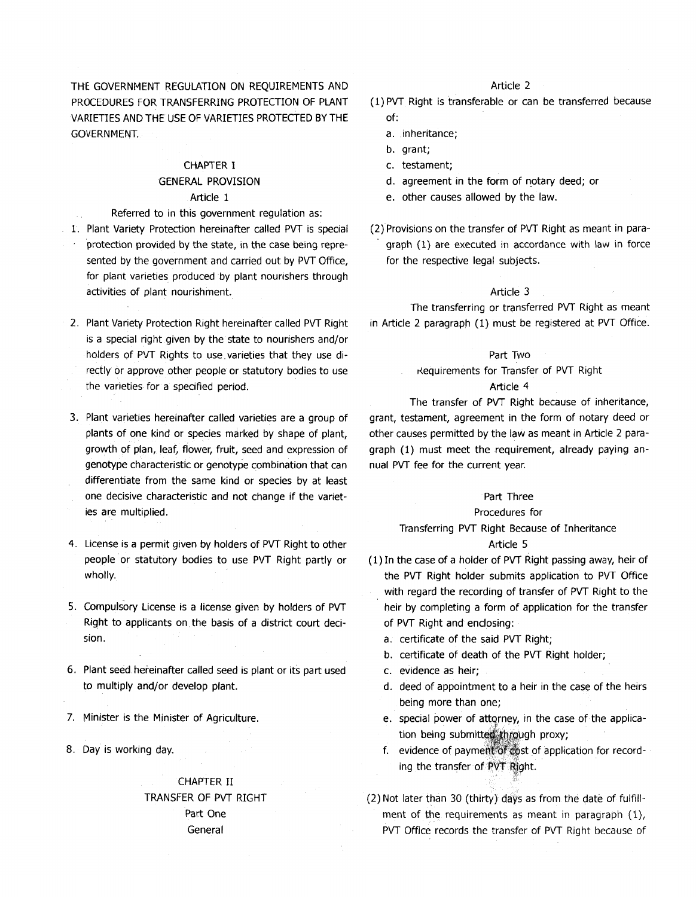THE GOVERNMENT REGULATION ON REQUIREMENTS AND PROCEDURES FOR TRANSFERRING PROTECTION OF PLANT VARIETIES AND THE USE OF VARIETIES PROTECTED BY THE GOVERNMENT.

## CHAPTER I
## GENERAL PROVISION

### Article 1

Referred to in this government regulation as:

1. Plant Variety Protection hereinafter called PVT is special protection provided by the state, in the case being represented by the government and carried out by PVT Office, for plant varieties produced by plant nourishers through activities of plant nourishment.

2. Plant Variety Protection Right hereinafter called PVT Right is a special right given by the state to nourishers and/or holders of PVT Rights to use varieties that they use directly or approve other people or statutory bodies to use the varieties for a specified period.

3. Plant varieties hereinafter called varieties are a group of plants of one kind or species marked by shape of plant, growth of plan, leaf, flower, fruit, seed and expression of genotype characteristic or genotype combination that can differentiate from the same kind or species by at least one decisive characteristic and not change if the varieties are multiplied.

4. License is a permit given by holders of PVT Right to other people or statutory bodies to use PVT Right partly or wholly.

5. Compulsory License is a license given by holders of PVT Right to applicants on the basis of a district court decision.

6. Plant seed hereinafter called seed is plant or its part used to multiply and/or develop plant.

7. Minister is the Minister of Agriculture.

8. Day is working day.

## CHAPTER II
## TRANSFER OF PVT RIGHT

### Part One
### General

### Article 2

(1) PVT Right is transferable or can be transferred because of:
   a. inheritance;
   b. grant;
   c. testament;
   d. agreement in the form of notary deed; or
   e. other causes allowed by the law.

(2) Provisions on the transfer of PVT Right as meant in paragraph (1) are executed in accordance with law in force for the respective legal subjects.

### Article 3

The transferring or transferred PVT Right as meant in Article 2 paragraph (1) must be registered at PVT Office.

### Part Two
### Requirements for Transfer of PVT Right

### Article 4

The transfer of PVT Right because of inheritance, grant, testament, agreement in the form of notary deed or other causes permitted by the law as meant in Article 2 paragraph (1) must meet the requirement, already paying annual PVT fee for the current year.

### Part Three
### Procedures for Transferring PVT Right Because of Inheritance

### Article 5

(1) In the case of a holder of PVT Right passing away, heir of the PVT Right holder submits application to PVT Office with regard the recording of transfer of PVT Right to the heir by completing a form of application for the transfer of PVT Right and enclosing:
   a. certificate of the said PVT Right;
   b. certificate of death of the PVT Right holder;
   c. evidence as heir;
   d. deed of appointment to a heir in the case of the heirs being more than one;
   e. special power of attorney, in the case of the application being submitted through proxy;
   f. evidence of payment of cost of application for recording the transfer of PVT Right.

(2) Not later than 30 (thirty) days as from the date of fulfillment of the requirements as meant in paragraph (1), PVT Office records the transfer of PVT Right because of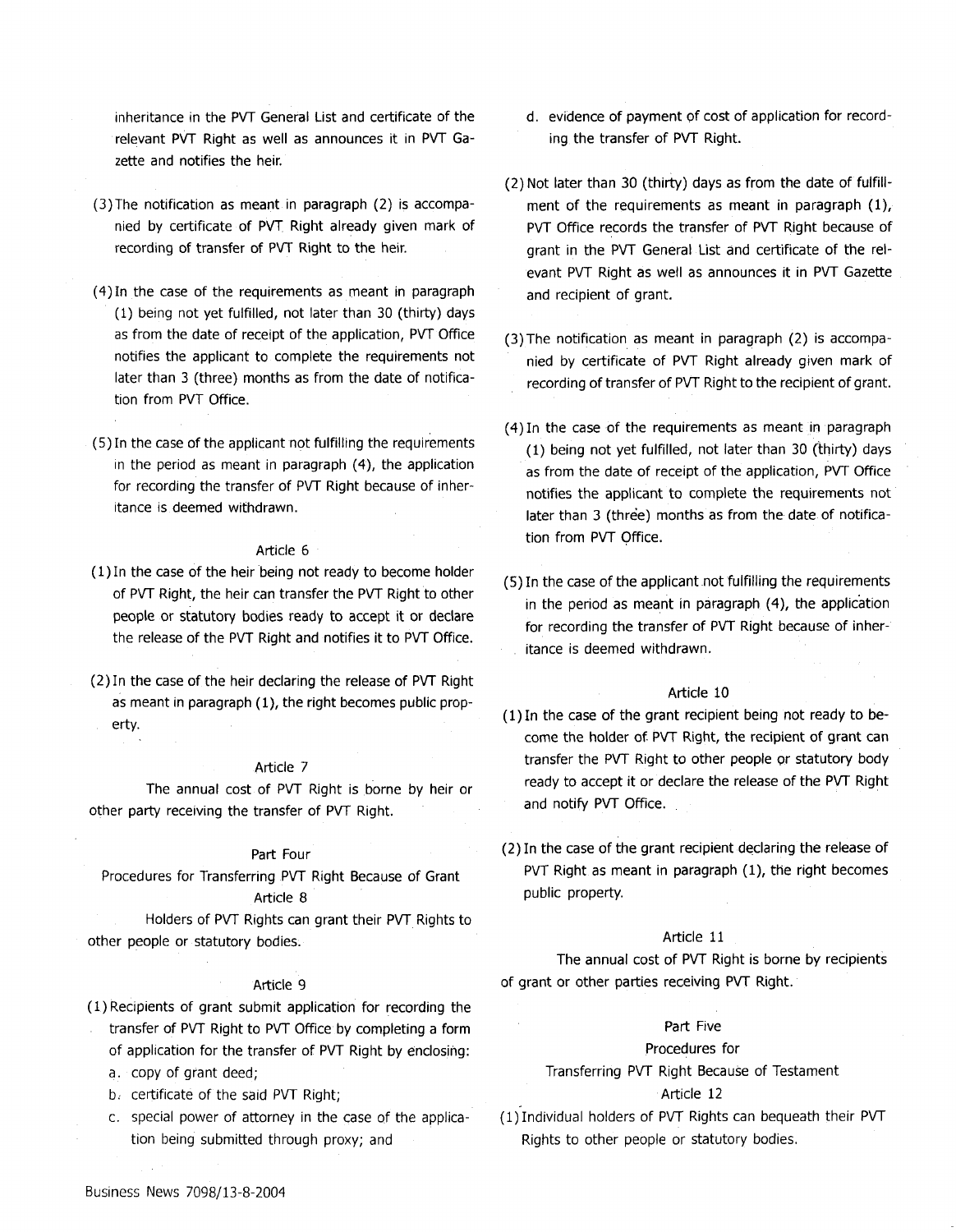inheritance in the PVT General List and certificate of the relevant PVT Right as well as announces it in PVT Gazette and notifies the heir.

(3) The notification as meant in paragraph (2) is accompanied by certificate of PVT Right already given mark of recording of transfer of PVT Right to the heir.

(4) In the case of the requirements as meant in paragraph (1) being not yet fulfilled, not later than 30 (thirty) days as from the date of receipt of the application, PVT Office notifies the applicant to complete the requirements not later than 3 (three) months as from the date of notification from PVT Office.

(5) In the case of the applicant not fulfilling the requirements in the period as meant in paragraph (4), the application for recording the transfer of PVT Right because of inheritance is deemed withdrawn.

Article 6

(1) In the case of the heir being not ready to become holder of PVT Right, the heir can transfer the PVT Right to other people or statutory bodies ready to accept it or declare the release of the PVT Right and notifies it to PVT Office.

(2) In the case of the heir declaring the release of PVT Right as meant in paragraph (1), the right becomes public property.

Article 7

The annual cost of PVT Right is borne by heir or other party receiving the transfer of PVT Right.

Part Four

Procedures for Transferring PVT Right Because of Grant

Article 8

Holders of PVT Rights can grant their PVT Rights to other people or statutory bodies.

Article 9

(1) Recipients of grant submit application for recording the transfer of PVT Right to PVT Office by completing a form of application for the transfer of PVT Right by enclosing:

a. copy of grant deed;

b. certificate of the said PVT Right;

c. special power of attorney in the case of the application being submitted through proxy; and

d. evidence of payment of cost of application for recording the transfer of PVT Right.

(2) Not later than 30 (thirty) days as from the date of fulfillment of the requirements as meant in paragraph (1), PVT Office records the transfer of PVT Right because of grant in the PVT General List and certificate of the relevant PVT Right as well as announces it in PVT Gazette and recipient of grant.

(3) The notification as meant in paragraph (2) is accompanied by certificate of PVT Right already given mark of recording of transfer of PVT Right to the recipient of grant.

(4) In the case of the requirements as meant in paragraph (1) being not yet fulfilled, not later than 30 (thirty) days as from the date of receipt of the application, PVT Office notifies the applicant to complete the requirements not later than 3 (three) months as from the date of notification from PVT Office.

(5) In the case of the applicant not fulfilling the requirements in the period as meant in paragraph (4), the application for recording the transfer of PVT Right because of inheritance is deemed withdrawn.

Article 10

(1) In the case of the grant recipient being not ready to become the holder of PVT Right, the recipient of grant can transfer the PVT Right to other people or statutory body ready to accept it or declare the release of the PVT Right and notify PVT Office.

(2) In the case of the grant recipient declaring the release of PVT Right as meant in paragraph (1), the right becomes public property.

Article 11

The annual cost of PVT Right is borne by recipients of grant or other parties receiving PVT Right.

Part Five

Procedures for

Transferring PVT Right Because of Testament

Article 12

(1) Individual holders of PVT Rights can bequeath their PVT Rights to other people or statutory bodies.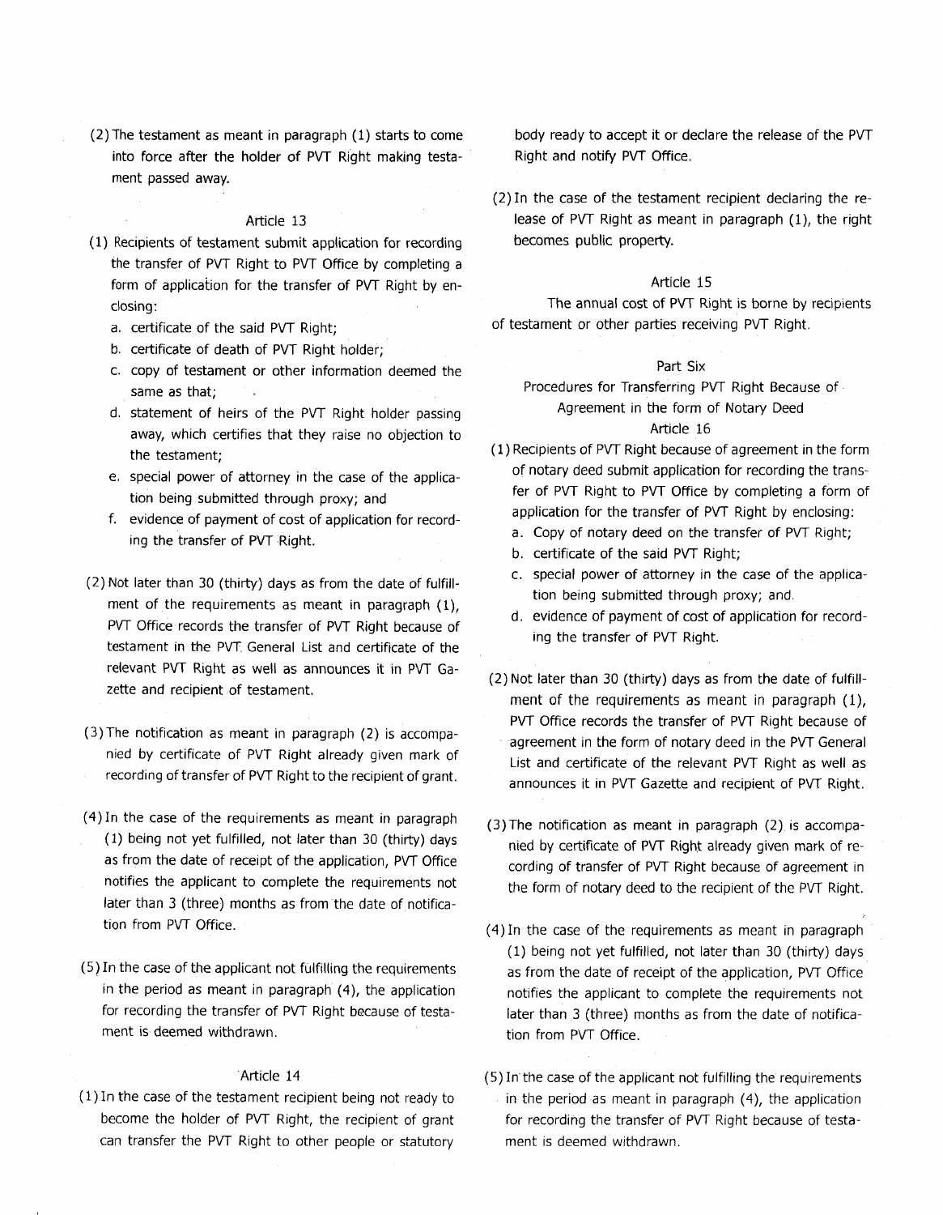(2) The testament as meant in paragraph (1) starts to come into force after the holder of PVT Right making testament passed away.

Article 13

(1) Recipients of testament submit application for recording the transfer of PVT Right to PVT Office by completing a form of application for the transfer of PVT Right by enclosing:
   a. certificate of the said PVT Right;
   b. certificate of death of PVT Right holder;
   c. copy of testament or other information deemed the same as that;
   d. statement of heirs of the PVT Right holder passing away, which certifies that they raise no objection to the testament;
   e. special power of attorney in the case of the application being submitted through proxy; and
   f. evidence of payment of cost of application for recording the transfer of PVT Right.

(2) Not later than 30 (thirty) days as from the date of fulfillment of the requirements as meant in paragraph (1), PVT Office records the transfer of PVT Right because of testament in the PVT General List and certificate of the relevant PVT Right as well as announces it in PVT Gazette and recipient of testament.

(3) The notification as meant in paragraph (2) is accompanied by certificate of PVT Right already given mark of recording of transfer of PVT Right to the recipient of grant.

(4) In the case of the requirements as meant in paragraph (1) being not yet fulfilled, not later than 30 (thirty) days as from the date of receipt of the application, PVT Office notifies the applicant to complete the requirements not later than 3 (three) months as from the date of notification from PVT Office.

(5) In the case of the applicant not fulfilling the requirements in the period as meant in paragraph (4), the application for recording the transfer of PVT Right because of testament is deemed withdrawn.

Article 14

(1) In the case of the testament recipient being not ready to become the holder of PVT Right, the recipient of grant can transfer the PVT Right to other people or statutory body ready to accept it or declare the release of the PVT Right and notify PVT Office.

(2) In the case of the testament recipient declaring the release of PVT Right as meant in paragraph (1), the right becomes public property.

Article 15

The annual cost of PVT Right is borne by recipients of testament or other parties receiving PVT Right.

## Part Six
## Procedures for Transferring PVT Right Because of Agreement in the form of Notary Deed

Article 16

(1) Recipients of PVT Right because of agreement in the form of notary deed submit application for recording the transfer of PVT Right to PVT Office by completing a form of application for the transfer of PVT Right by enclosing:
   a. Copy of notary deed on the transfer of PVT Right;
   b. certificate of the said PVT Right;
   c. special power of attorney in the case of the application being submitted through proxy; and.
   d. evidence of payment of cost of application for recording the transfer of PVT Right.

(2) Not later than 30 (thirty) days as from the date of fulfillment of the requirements as meant in paragraph (1), PVT Office records the transfer of PVT Right because of agreement in the form of notary deed in the PVT General List and certificate of the relevant PVT Right as well as announces it in PVT Gazette and recipient of PVT Right.

(3) The notification as meant in paragraph (2) is accompanied by certificate of PVT Right already given mark of recording of transfer of PVT Right because of agreement in the form of notary deed to the recipient of the PVT Right.

(4) In the case of the requirements as meant in paragraph (1) being not yet fulfilled, not later than 30 (thirty) days as from the date of receipt of the application, PVT Office notifies the applicant to complete the requirements not later than 3 (three) months as from the date of notification from PVT Office.

(5) In the case of the applicant not fulfilling the requirements in the period as meant in paragraph (4), the application for recording the transfer of PVT Right because of testament is deemed withdrawn.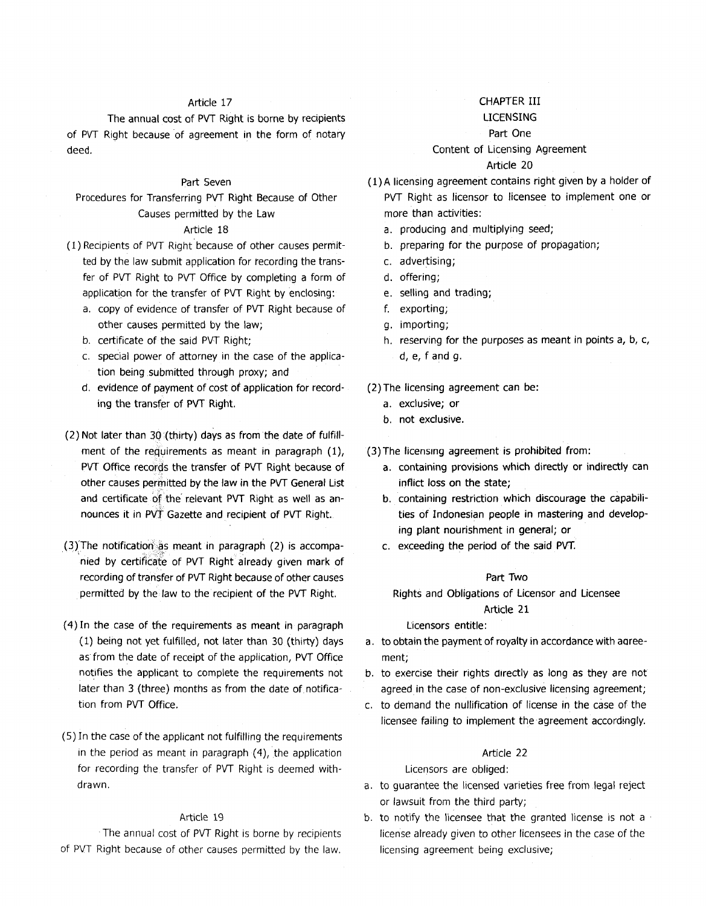### Article 17

The annual cost of PVT Right is borne by recipients of PVT Right because of agreement in the form of notary deed.

### Part Seven
### Procedures for Transferring PVT Right Because of Other Causes permitted by the Law
### Article 18

(1) Recipients of PVT Right because of other causes permitted by the law submit application for recording the transfer of PVT Right to PVT Office by completing a form of application for the transfer of PVT Right by enclosing:
   a. copy of evidence of transfer of PVT Right because of other causes permitted by the law;
   b. certificate of the said PVT Right;
   c. special power of attorney in the case of the application being submitted through proxy; and
   d. evidence of payment of cost of application for recording the transfer of PVT Right.

(2) Not later than 30 (thirty) days as from the date of fulfillment of the requirements as meant in paragraph (1), PVT Office records the transfer of PVT Right because of other causes permitted by the law in the PVT General List and certificate of the relevant PVT Right as well as announces it in PVT Gazette and recipient of PVT Right.

(3) The notification as meant in paragraph (2) is accompanied by certificate of PVT Right already given mark of recording of transfer of PVT Right because of other causes permitted by the law to the recipient of the PVT Right.

(4) In the case of the requirements as meant in paragraph (1) being not yet fulfilled, not later than 30 (thirty) days as from the date of receipt of the application, PVT Office notifies the applicant to complete the requirements not later than 3 (three) months as from the date of notification from PVT Office.

(5) In the case of the applicant not fulfilling the requirements in the period as meant in paragraph (4), the application for recording the transfer of PVT Right is deemed withdrawn.

### Article 19

The annual cost of PVT Right is borne by recipients of PVT Right because of other causes permitted by the law.

## CHAPTER III
## LICENSING
### Part One
### Content of Licensing Agreement
### Article 20

(1) A licensing agreement contains right given by a holder of PVT Right as licensor to licensee to implement one or more than activities:
   a. producing and multiplying seed;
   b. preparing for the purpose of propagation;
   c. advertising;
   d. offering;
   e. selling and trading;
   f. exporting;
   g. importing;
   h. reserving for the purposes as meant in points a, b, c, d, e, f and g.

(2) The licensing agreement can be:
   a. exclusive; or
   b. not exclusive.

(3) The licensing agreement is prohibited from:
   a. containing provisions which directly or indirectly can inflict loss on the state;
   b. containing restriction which discourage the capabilities of Indonesian people in mastering and developing plant nourishment in general; or
   c. exceeding the period of the said PVT.

### Part Two
### Rights and Obligations of Licensor and Licensee
### Article 21

Licensors entitle:

a. to obtain the payment of royalty in accordance with agreement;
b. to exercise their rights directly as long as they are not agreed in the case of non-exclusive licensing agreement;
c. to demand the nullification of license in the case of the licensee failing to implement the agreement accordingly.

### Article 22

Licensors are obliged:

a. to guarantee the licensed varieties free from legal reject or lawsuit from the third party;
b. to notify the licensee that the granted license is not a license already given to other licensees in the case of the licensing agreement being exclusive;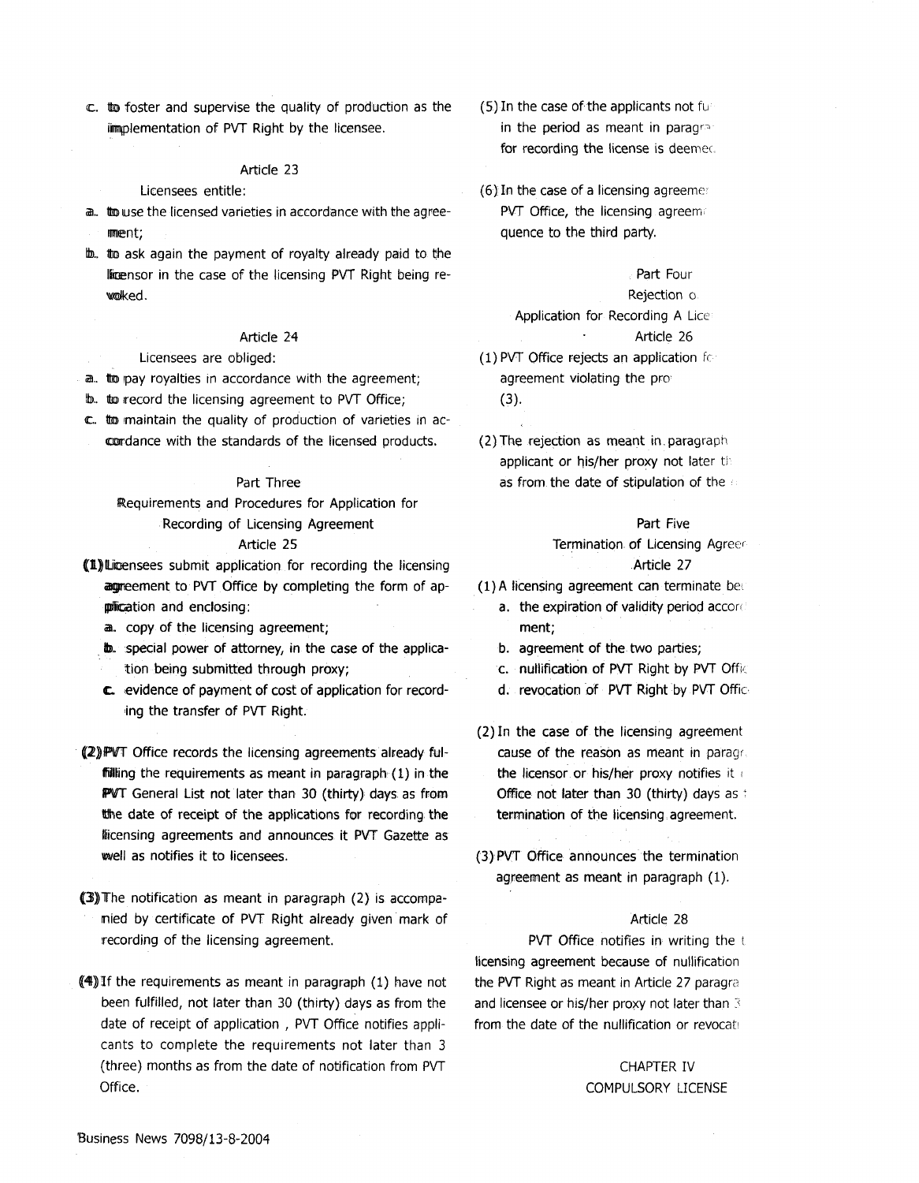c. to foster and supervise the quality of production as the implementation of PVT Right by the licensee.

Article 23

Licensees entitle:

a. to use the licensed varieties in accordance with the agreement;
b. to ask again the payment of royalty already paid to the licensor in the case of the licensing PVT Right being revoked.

Article 24

Licensees are obliged:

a. to pay royalties in accordance with the agreement;
b. to record the licensing agreement to PVT Office;
c. to maintain the quality of production of varieties in accordance with the standards of the licensed products.

Part Three

Requirements and Procedures for Application for Recording of Licensing Agreement

Article 25

(1) Licensees submit application for recording the licensing agreement to PVT Office by completing the form of application and enclosing:
 a. copy of the licensing agreement;
 b. special power of attorney, in the case of the application being submitted through proxy;
 c. evidence of payment of cost of application for recording the transfer of PVT Right.

(2) PVT Office records the licensing agreements already fulfilling the requirements as meant in paragraph (1) in the PVT General List not later than 30 (thirty) days as from the date of receipt of the applications for recording the licensing agreements and announces it PVT Gazette as well as notifies it to licensees.

(3) The notification as meant in paragraph (2) is accompanied by certificate of PVT Right already given mark of recording of the licensing agreement.

(4) If the requirements as meant in paragraph (1) have not been fulfilled, not later than 30 (thirty) days as from the date of receipt of application , PVT Office notifies applicants to complete the requirements not later than 3 (three) months as from the date of notification from PVT Office.

(5) In the case of the applicants not fu... in the period as meant in paragr... for recording the license is deemed...

(6) In the case of a licensing agreeme... PVT Office, the licensing agreem... quence to the third party.

Part Four

Rejection o...

Application for Recording A Lice...

Article 26

(1) PVT Office rejects an application fo... agreement violating the pro... (3).

(2) The rejection as meant in paragraph... applicant or his/her proxy not later th... as from the date of stipulation of the ...

Part Five

Termination of Licensing Agree...

Article 27

(1) A licensing agreement can terminate be...
 a. the expiration of validity period accor... ment;
 b. agreement of the two parties;
 c. nullification of PVT Right by PVT Offi...
 d. revocation of PVT Right by PVT Offic...

(2) In the case of the licensing agreement ... cause of the reason as meant in paragr... the licensor or his/her proxy notifies it ... Office not later than 30 (thirty) days as ... termination of the licensing agreement.

(3) PVT Office announces the termination ... agreement as meant in paragraph (1).

Article 28

PVT Office notifies in writing the t... licensing agreement because of nullification ... the PVT Right as meant in Article 27 paragra... and licensee or his/her proxy not later than 3... from the date of the nullification or revocati...

CHAPTER IV

COMPULSORY LICENSE

Business News 7098/13-8-2004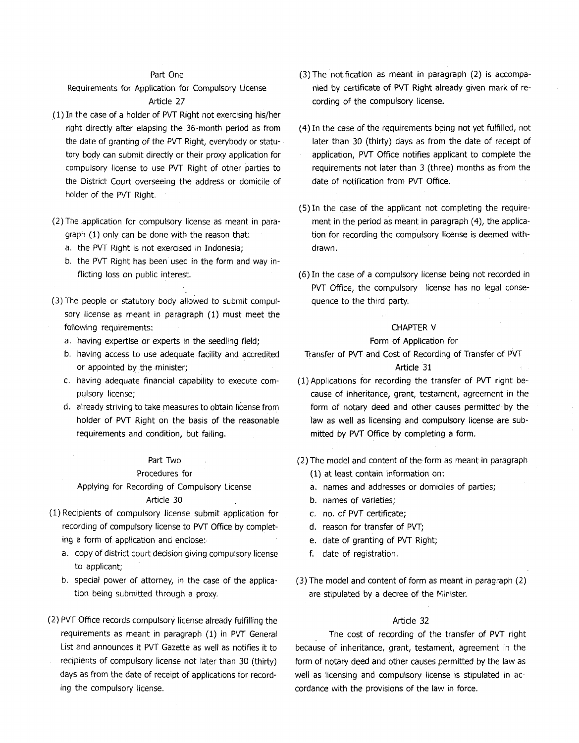### Part One

### Requirements for Application for Compulsory License

#### Article 27

(1) In the case of a holder of PVT Right not exercising his/her right directly after elapsing the 36-month period as from the date of granting of the PVT Right, everybody or statutory body can submit directly or their proxy application for compulsory license to use PVT Right of other parties to the District Court overseeing the address or domicile of holder of the PVT Right.

(2) The application for compulsory license as meant in paragraph (1) only can be done with the reason that:
   a. the PVT Right is not exercised in Indonesia;
   b. the PVT Right has been used in the form and way inflicting loss on public interest.

(3) The people or statutory body allowed to submit compulsory license as meant in paragraph (1) must meet the following requirements:
   a. having expertise or experts in the seedling field;
   b. having access to use adequate facility and accredited or appointed by the minister;
   c. having adequate financial capability to execute compulsory license;
   d. already striving to take measures to obtain license from holder of PVT Right on the basis of the reasonable requirements and condition, but failing.

### Part Two

### Procedures for Applying for Recording of Compulsory License

#### Article 30

(1) Recipients of compulsory license submit application for recording of compulsory license to PVT Office by completing a form of application and enclose:
   a. copy of district court decision giving compulsory license to applicant;
   b. special power of attorney, in the case of the application being submitted through a proxy.

(2) PVT Office records compulsory license already fulfilling the requirements as meant in paragraph (1) in PVT General List and announces it PVT Gazette as well as notifies it to recipients of compulsory license not later than 30 (thirty) days as from the date of receipt of applications for recording the compulsory license.

(3) The notification as meant in paragraph (2) is accompanied by certificate of PVT Right already given mark of recording of the compulsory license.

(4) In the case of the requirements being not yet fulfilled, not later than 30 (thirty) days as from the date of receipt of application, PVT Office notifies applicant to complete the requirements not later than 3 (three) months as from the date of notification from PVT Office.

(5) In the case of the applicant not completing the requirement in the period as meant in paragraph (4), the application for recording the compulsory license is deemed withdrawn.

(6) In the case of a compulsory license being not recorded in PVT Office, the compulsory license has no legal consequence to the third party.

## CHAPTER V

### Form of Application for Transfer of PVT and Cost of Recording of Transfer of PVT

#### Article 31

(1) Applications for recording the transfer of PVT right because of inheritance, grant, testament, agreement in the form of notary deed and other causes permitted by the law as well as licensing and compulsory license are submitted by PVT Office by completing a form.

(2) The model and content of the form as meant in paragraph (1) at least contain information on:
   a. names and addresses or domiciles of parties;
   b. names of varieties;
   c. no. of PVT certificate;
   d. reason for transfer of PVT;
   e. date of granting of PVT Right;
   f. date of registration.

(3) The model and content of form as meant in paragraph (2) are stipulated by a decree of the Minister.

#### Article 32

The cost of recording of the transfer of PVT right because of inheritance, grant, testament, agreement in the form of notary deed and other causes permitted by the law as well as licensing and compulsory license is stipulated in accordance with the provisions of the law in force.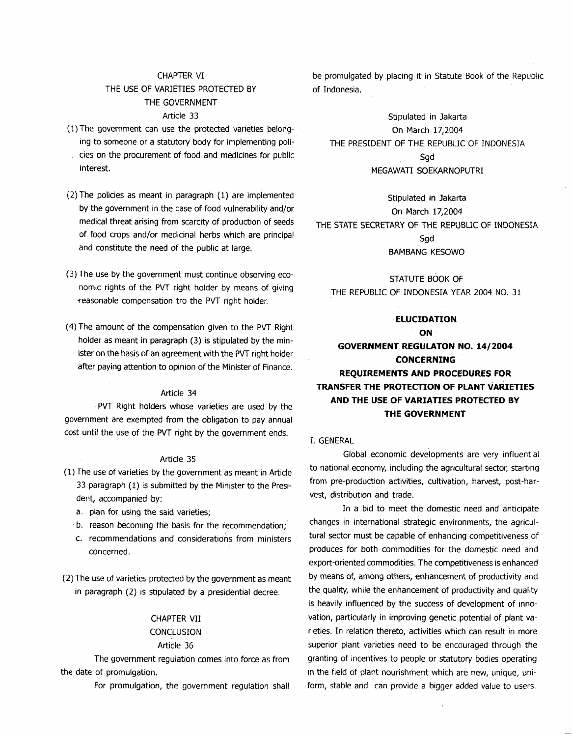## CHAPTER VI
## THE USE OF VARIETIES PROTECTED BY THE GOVERNMENT

### Article 33

(1) The government can use the protected varieties belonging to someone or a statutory body for implementing policies on the procurement of food and medicines for public interest.

(2) The policies as meant in paragraph (1) are implemented by the government in the case of food vulnerability and/or medical threat arising from scarcity of production of seeds of food crops and/or medicinal herbs which are principal and constitute the need of the public at large.

(3) The use by the government must continue observing economic rights of the PVT right holder by means of giving reasonable compensation tro the PVT right holder.

(4) The amount of the compensation given to the PVT Right holder as meant in paragraph (3) is stipulated by the minister on the basis of an agreement with the PVT right holder after paying attention to opinion of the Minister of Finance.

### Article 34

PVT Right holders whose varieties are used by the government are exempted from the obligation to pay annual cost until the use of the PVT right by the government ends.

### Article 35

(1) The use of varieties by the government as meant in Article 33 paragraph (1) is submitted by the Minister to the President, accompanied by:

a. plan for using the said varieties;
b. reason becoming the basis for the recommendation;
c. recommendations and considerations from ministers concerned.

(2) The use of varieties protected by the government as meant in paragraph (2) is stipulated by a presidential decree.

## CHAPTER VII
## CONCLUSION

### Article 36

The government regulation comes into force as from the date of promulgation.

For promulgation, the government regulation shall be promulgated by placing it in Statute Book of the Republic of Indonesia.

Stipulated in Jakarta
On March 17,2004
THE PRESIDENT OF THE REPUBLIC OF INDONESIA
Sgd
MEGAWATI SOEKARNOPUTRI

Stipulated in Jakarta
On March 17,2004
THE STATE SECRETARY OF THE REPUBLIC OF INDONESIA
Sgd
BAMBANG KESOWO

STATUTE BOOK OF
THE REPUBLIC OF INDONESIA YEAR 2004 NO. 31

# ELUCIDATION ON GOVERNMENT REGULATON NO. 14/2004 CONCERNING REQUIREMENTS AND PROCEDURES FOR TRANSFER THE PROTECTION OF PLANT VARIETIES AND THE USE OF VARIATIES PROTECTED BY THE GOVERNMENT

I. GENERAL

Global economic developments are very influential to national economy, including the agricultural sector, starting from pre-production activities, cultivation, harvest, post-harvest, distribution and trade.

In a bid to meet the domestic need and anticipate changes in international strategic environments, the agricultural sector must be capable of enhancing competitiveness of produces for both commodities for the domestic need and export-oriented commodities. The competitiveness is enhanced by means of, among others, enhancement of productivity and the quality, while the enhancement of productivity and quality is heavily influenced by the success of development of innovation, particularly in improving genetic potential of plant varieties. In relation thereto, activities which can result in more superior plant varieties need to be encouraged through the granting of incentives to people or statutory bodies operating in the field of plant nourishment which are new, unique, uniform, stable and can provide a bigger added value to users.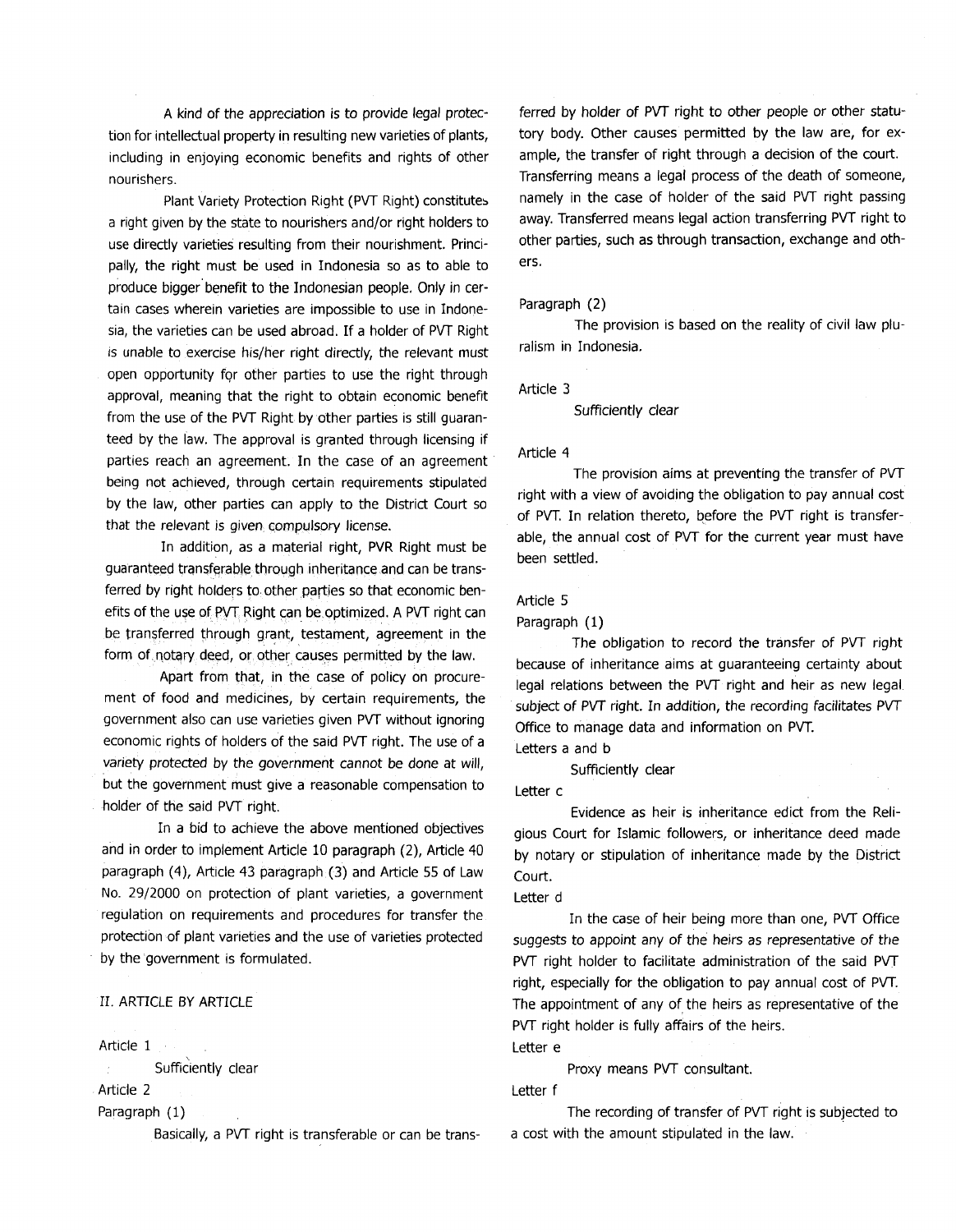A kind of the appreciation is to provide legal protection for intellectual property in resulting new varieties of plants, including in enjoying economic benefits and rights of other nourishers.

Plant Variety Protection Right (PVT Right) constitutes a right given by the state to nourishers and/or right holders to use directly varieties resulting from their nourishment. Principally, the right must be used in Indonesia so as to able to produce bigger benefit to the Indonesian people. Only in certain cases wherein varieties are impossible to use in Indonesia, the varieties can be used abroad. If a holder of PVT Right is unable to exercise his/her right directly, the relevant must open opportunity for other parties to use the right through approval, meaning that the right to obtain economic benefit from the use of the PVT Right by other parties is still guaranteed by the law. The approval is granted through licensing if parties reach an agreement. In the case of an agreement being not achieved, through certain requirements stipulated by the law, other parties can apply to the District Court so that the relevant is given compulsory license.

In addition, as a material right, PVR Right must be guaranteed transferable through inheritance and can be transferred by right holders to other parties so that economic benefits of the use of PVT Right can be optimized. A PVT right can be transferred through grant, testament, agreement in the form of notary deed, or other causes permitted by the law.

Apart from that, in the case of policy on procurement of food and medicines, by certain requirements, the government also can use varieties given PVT without ignoring economic rights of holders of the said PVT right. The use of a variety protected by the government cannot be done at will, but the government must give a reasonable compensation to holder of the said PVT right.

In a bid to achieve the above mentioned objectives and in order to implement Article 10 paragraph (2), Article 40 paragraph (4), Article 43 paragraph (3) and Article 55 of Law No. 29/2000 on protection of plant varieties, a government regulation on requirements and procedures for transfer the protection of plant varieties and the use of varieties protected by the government is formulated.

II. ARTICLE BY ARTICLE

Article 1

Sufficiently clear

Article 2

Paragraph (1)

Basically, a PVT right is transferable or can be transferred by holder of PVT right to other people or other statutory body. Other causes permitted by the law are, for example, the transfer of right through a decision of the court. Transferring means a legal process of the death of someone, namely in the case of holder of the said PVT right passing away. Transferred means legal action transferring PVT right to other parties, such as through transaction, exchange and others.

Paragraph (2)

The provision is based on the reality of civil law pluralism in Indonesia.

Article 3

Sufficiently clear

Article 4

The provision aims at preventing the transfer of PVT right with a view of avoiding the obligation to pay annual cost of PVT. In relation thereto, before the PVT right is transferable, the annual cost of PVT for the current year must have been settled.

Article 5

Paragraph (1)

The obligation to record the transfer of PVT right because of inheritance aims at guaranteeing certainty about legal relations between the PVT right and heir as new legal subject of PVT right. In addition, the recording facilitates PVT Office to manage data and information on PVT.

Letters a and b

Sufficiently clear

Letter c

Evidence as heir is inheritance edict from the Religious Court for Islamic followers, or inheritance deed made by notary or stipulation of inheritance made by the District Court.

Letter d

In the case of heir being more than one, PVT Office suggests to appoint any of the heirs as representative of the PVT right holder to facilitate administration of the said PVT right, especially for the obligation to pay annual cost of PVT. The appointment of any of the heirs as representative of the PVT right holder is fully affairs of the heirs.

Letter e

Proxy means PVT consultant.

Letter f

The recording of transfer of PVT right is subjected to a cost with the amount stipulated in the law.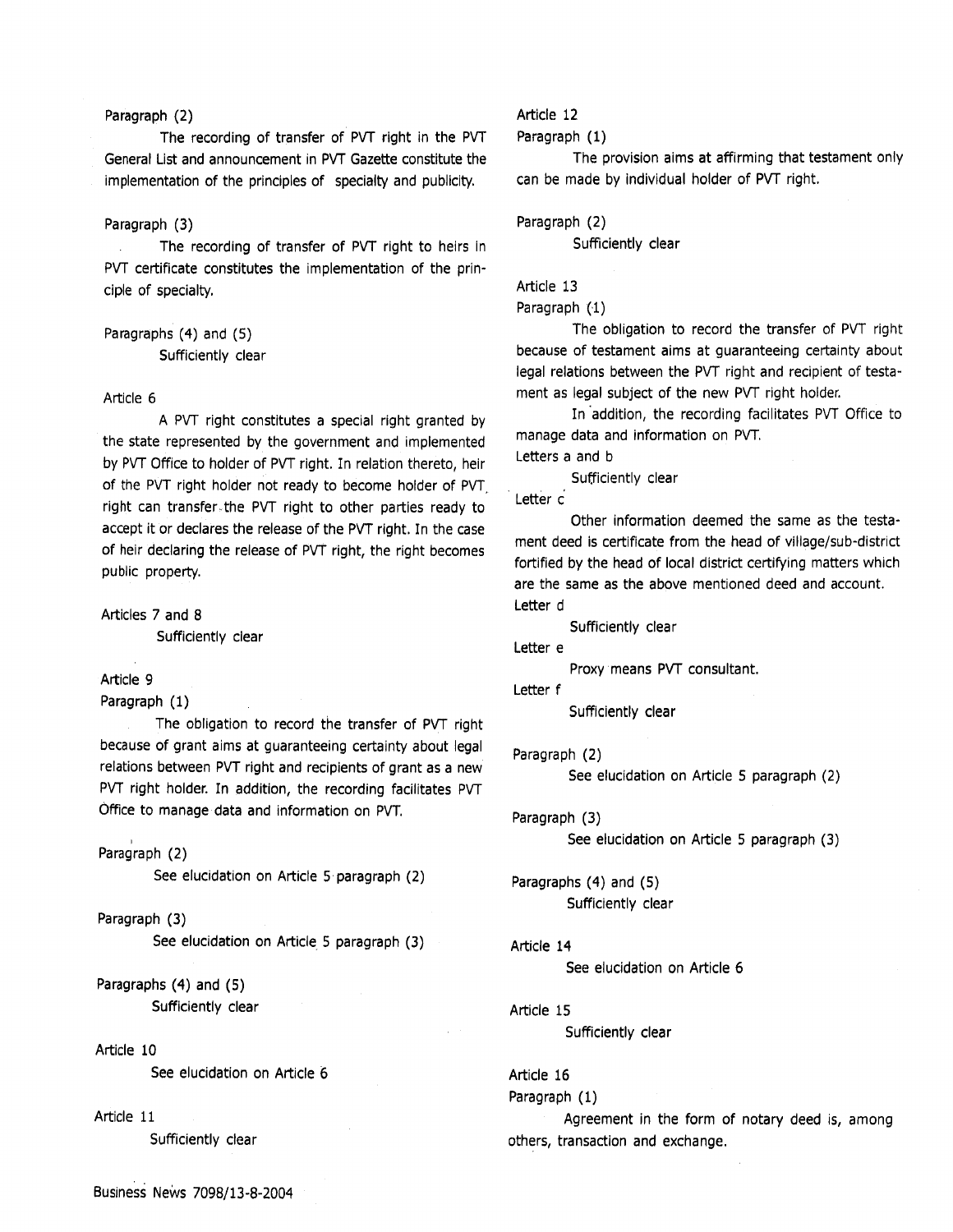Paragraph (2)

The recording of transfer of PVT right in the PVT General List and announcement in PVT Gazette constitute the implementation of the principles of specialty and publicity.

Paragraph (3)

The recording of transfer of PVT right to heirs in PVT certificate constitutes the implementation of the principle of specialty.

Paragraphs (4) and (5)

Sufficiently clear

Article 6

A PVT right constitutes a special right granted by the state represented by the government and implemented by PVT Office to holder of PVT right. In relation thereto, heir of the PVT right holder not ready to become holder of PVT right can transfer the PVT right to other parties ready to accept it or declares the release of the PVT right. In the case of heir declaring the release of PVT right, the right becomes public property.

Articles 7 and 8

Sufficiently clear

Article 9

Paragraph (1)

The obligation to record the transfer of PVT right because of grant aims at guaranteeing certainty about legal relations between PVT right and recipients of grant as a new PVT right holder. In addition, the recording facilitates PVT Office to manage data and information on PVT.

Paragraph (2)

See elucidation on Article 5 paragraph (2)

Paragraph (3)

See elucidation on Article 5 paragraph (3)

Paragraphs (4) and (5)

Sufficiently clear

Article 10

See elucidation on Article 6

Article 11

Sufficiently clear

Article 12

Paragraph (1)

The provision aims at affirming that testament only can be made by individual holder of PVT right.

Paragraph (2)

Sufficiently clear

Article 13

Paragraph (1)

The obligation to record the transfer of PVT right because of testament aims at guaranteeing certainty about legal relations between the PVT right and recipient of testament as legal subject of the new PVT right holder.

In addition, the recording facilitates PVT Office to manage data and information on PVT.

Letters a and b

Sufficiently clear

Letter c

Other information deemed the same as the testament deed is certificate from the head of village/sub-district fortified by the head of local district certifying matters which are the same as the above mentioned deed and account.

Letter d

Sufficiently clear

Letter e

Proxy means PVT consultant.

Letter f

Sufficiently clear

Paragraph (2)

See elucidation on Article 5 paragraph (2)

Paragraph (3)

See elucidation on Article 5 paragraph (3)

Paragraphs (4) and (5)

Sufficiently clear

Article 14

See elucidation on Article 6

Article 15

Sufficiently clear

Article 16

Paragraph (1)

Agreement in the form of notary deed is, among others, transaction and exchange.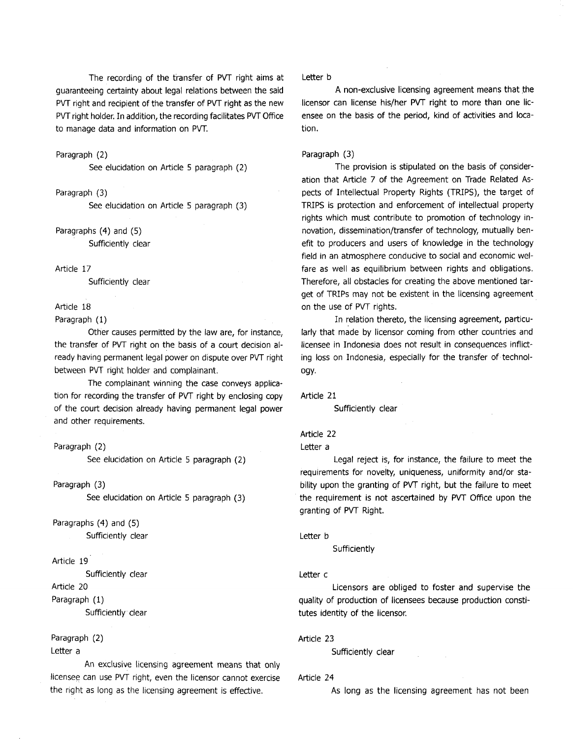The recording of the transfer of PVT right aims at guaranteeing certainty about legal relations between the said PVT right and recipient of the transfer of PVT right as the new PVT right holder. In addition, the recording facilitates PVT Office to manage data and information on PVT.

Paragraph (2)

See elucidation on Article 5 paragraph (2)

Paragraph (3)

See elucidation on Article 5 paragraph (3)

Paragraphs (4) and (5)

Sufficiently clear

Article 17

Sufficiently clear

Article 18

Paragraph (1)

Other causes permitted by the law are, for instance, the transfer of PVT right on the basis of a court decision already having permanent legal power on dispute over PVT right between PVT right holder and complainant.

The complainant winning the case conveys application for recording the transfer of PVT right by enclosing copy of the court decision already having permanent legal power and other requirements.

Paragraph (2)

See elucidation on Article 5 paragraph (2)

Paragraph (3)

See elucidation on Article 5 paragraph (3)

Paragraphs (4) and (5)

Sufficiently clear

Article 19

Sufficiently clear

Article 20

Paragraph (1)

Sufficiently clear

Paragraph (2)

Letter a

An exclusive licensing agreement means that only licensee can use PVT right, even the licensor cannot exercise the right as long as the licensing agreement is effective.

Letter b

A non-exclusive licensing agreement means that the licensor can license his/her PVT right to more than one licensee on the basis of the period, kind of activities and location.

Paragraph (3)

The provision is stipulated on the basis of consideration that Article 7 of the Agreement on Trade Related Aspects of Intellectual Property Rights (TRIPS), the target of TRIPS is protection and enforcement of intellectual property rights which must contribute to promotion of technology innovation, dissemination/transfer of technology, mutually benefit to producers and users of knowledge in the technology field in an atmosphere conducive to social and economic welfare as well as equilibrium between rights and obligations. Therefore, all obstacles for creating the above mentioned target of TRIPs may not be existent in the licensing agreement on the use of PVT rights.

In relation thereto, the licensing agreement, particularly that made by licensor coming from other countries and licensee in Indonesia does not result in consequences inflicting loss on Indonesia, especially for the transfer of technology.

Article 21

Sufficiently clear

Article 22

Letter a

Legal reject is, for instance, the failure to meet the requirements for novelty, uniqueness, uniformity and/or stability upon the granting of PVT right, but the failure to meet the requirement is not ascertained by PVT Office upon the granting of PVT Right.

Letter b

Sufficiently

Letter c

Licensors are obliged to foster and supervise the quality of production of licensees because production constitutes identity of the licensor.

Article 23

Sufficiently clear

Article 24

As long as the licensing agreement has not been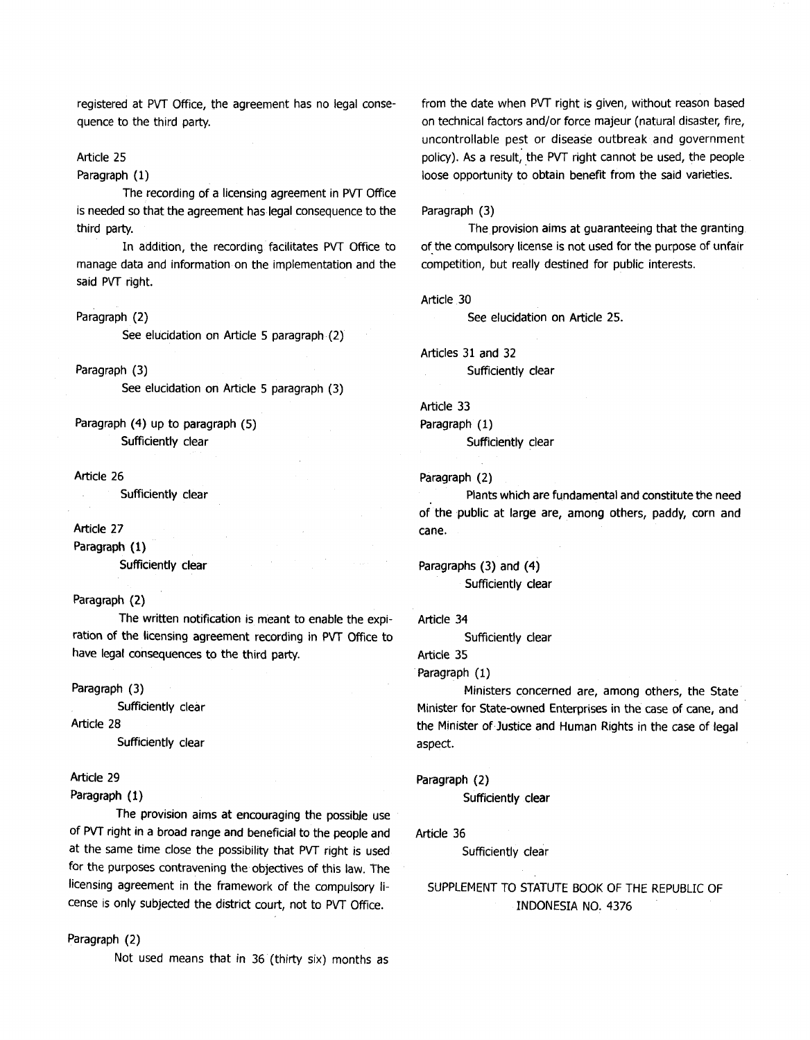registered at PVT Office, the agreement has no legal consequence to the third party.

Article 25

Paragraph (1)

The recording of a licensing agreement in PVT Office is needed so that the agreement has legal consequence to the third party.

In addition, the recording facilitates PVT Office to manage data and information on the implementation and the said PVT right.

Paragraph (2)

See elucidation on Article 5 paragraph (2)

Paragraph (3)

See elucidation on Article 5 paragraph (3)

Paragraph (4) up to paragraph (5)

Sufficiently clear

Article 26

Sufficiently clear

Article 27

Paragraph (1)

Sufficiently clear

Paragraph (2)

The written notification is meant to enable the expiration of the licensing agreement recording in PVT Office to have legal consequences to the third party.

Paragraph (3)

Sufficiently clear

Article 28

Sufficiently clear

Article 29

Paragraph (1)

The provision aims at encouraging the possible use of PVT right in a broad range and beneficial to the people and at the same time close the possibility that PVT right is used for the purposes contravening the objectives of this law. The licensing agreement in the framework of the compulsory license is only subjected the district court, not to PVT Office.

Paragraph (2)

Not used means that in 36 (thirty six) months as from the date when PVT right is given, without reason based on technical factors and/or force majeur (natural disaster, fire, uncontrollable pest or disease outbreak and government policy). As a result, the PVT right cannot be used, the people loose opportunity to obtain benefit from the said varieties.

Paragraph (3)

The provision aims at guaranteeing that the granting of the compulsory license is not used for the purpose of unfair competition, but really destined for public interests.

Article 30

See elucidation on Article 25.

Articles 31 and 32

Sufficiently clear

Article 33

Paragraph (1)

Sufficiently clear

Paragraph (2)

Plants which are fundamental and constitute the need of the public at large are, among others, paddy, corn and cane.

Paragraphs (3) and (4)

Sufficiently clear

Article 34

Sufficiently clear

Article 35

Paragraph (1)

Ministers concerned are, among others, the State Minister for State-owned Enterprises in the case of cane, and the Minister of Justice and Human Rights in the case of legal aspect.

Paragraph (2)

Sufficiently clear

Article 36

Sufficiently clear

SUPPLEMENT TO STATUTE BOOK OF THE REPUBLIC OF INDONESIA NO. 4376